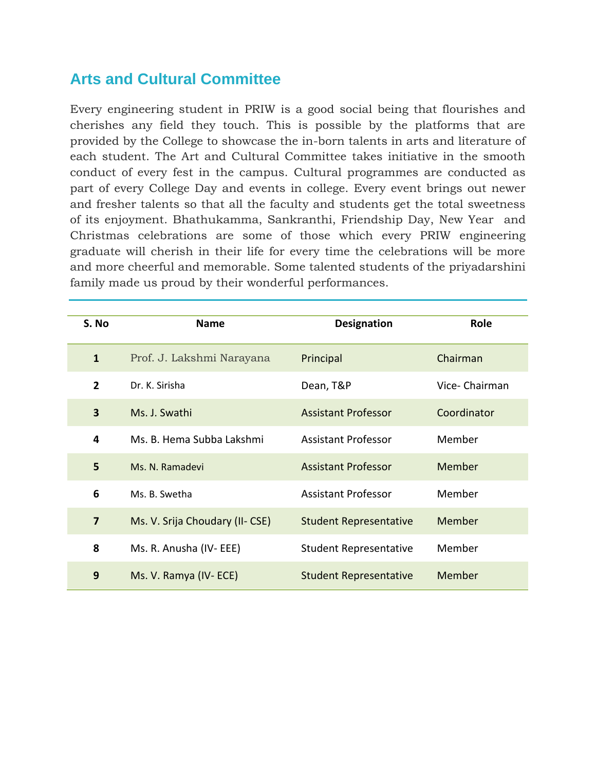## Arts and Cultural Committee

Every engineering student in PRIW is a good social being that flourishes and cherishes any field they touch. This is possible by the platforms that are provided by the College to showcase the in-born talents in arts and literature of each student. The Art and Cultural Committee takes initiative in the smooth conduct of every fest in the campus. Cultural programmes are conducted as part of every College Day and events in college. Every event brings out newer and fresher talents so that all the faculty and students get the total sweetness of its enjoyment. Bhathukamma, Sankranthi, Friendship Day, New Year and Christmas celebrations are some of those which every PRIW engineering graduate will cherish in their life for every time the celebrations will be more and more cheerful and memorable. Some talented students of the priyadarshini family made us proud by their wonderful performances.

| S. No | Name | Designation | Role |
|---|---|---|---|
| 1 | Prof. J. Lakshmi Narayana | Principal | Chairman |
| 2 | Dr. K. Sirisha | Dean, T&P | Vice- Chairman |
| 3 | Ms. J. Swathi | Assistant Professor | Coordinator |
| 4 | Ms. B. Hema Subba Lakshmi | Assistant Professor | Member |
| 5 | Ms. N. Ramadevi | Assistant Professor | Member |
| 6 | Ms. B. Swetha | Assistant Professor | Member |
| 7 | Ms. V. Srija Choudary (II- CSE) | Student Representative | Member |
| 8 | Ms. R. Anusha (IV- EEE) | Student Representative | Member |
| 9 | Ms. V. Ramya (IV- ECE) | Student Representative | Member |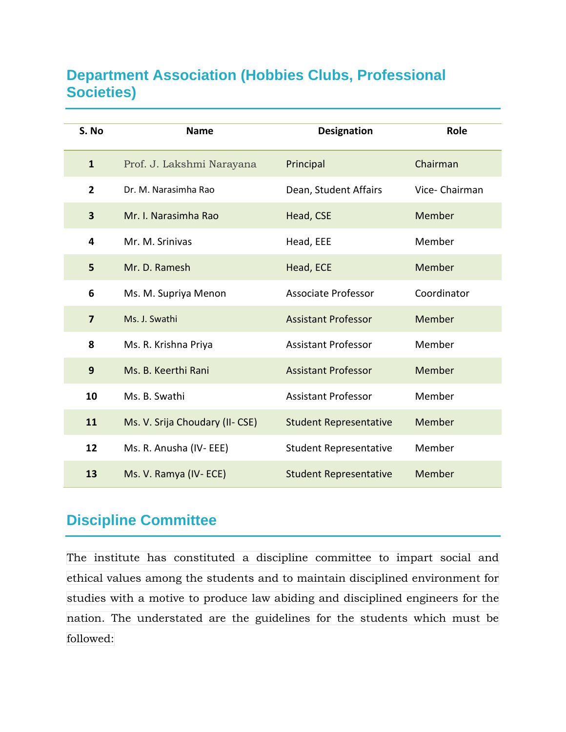## Department Association (Hobbies Clubs, Professional Societies)

| S. No | Name | Designation | Role |
|---|---|---|---|
| 1 | Prof. J. Lakshmi Narayana | Principal | Chairman |
| 2 | Dr. M. Narasimha Rao | Dean, Student Affairs | Vice- Chairman |
| 3 | Mr. I. Narasimha Rao | Head, CSE | Member |
| 4 | Mr. M. Srinivas | Head, EEE | Member |
| 5 | Mr. D. Ramesh | Head, ECE | Member |
| 6 | Ms. M. Supriya Menon | Associate Professor | Coordinator |
| 7 | Ms. J. Swathi | Assistant Professor | Member |
| 8 | Ms. R. Krishna Priya | Assistant Professor | Member |
| 9 | Ms. B. Keerthi Rani | Assistant Professor | Member |
| 10 | Ms. B. Swathi | Assistant Professor | Member |
| 11 | Ms. V. Srija Choudary (II- CSE) | Student Representative | Member |
| 12 | Ms. R. Anusha (IV- EEE) | Student Representative | Member |
| 13 | Ms. V. Ramya (IV- ECE) | Student Representative | Member |

## Discipline Committee

The institute has constituted a discipline committee to impart social and ethical values among the students and to maintain disciplined environment for studies with a motive to produce law abiding and disciplined engineers for the nation. The understated are the guidelines for the students which must be followed: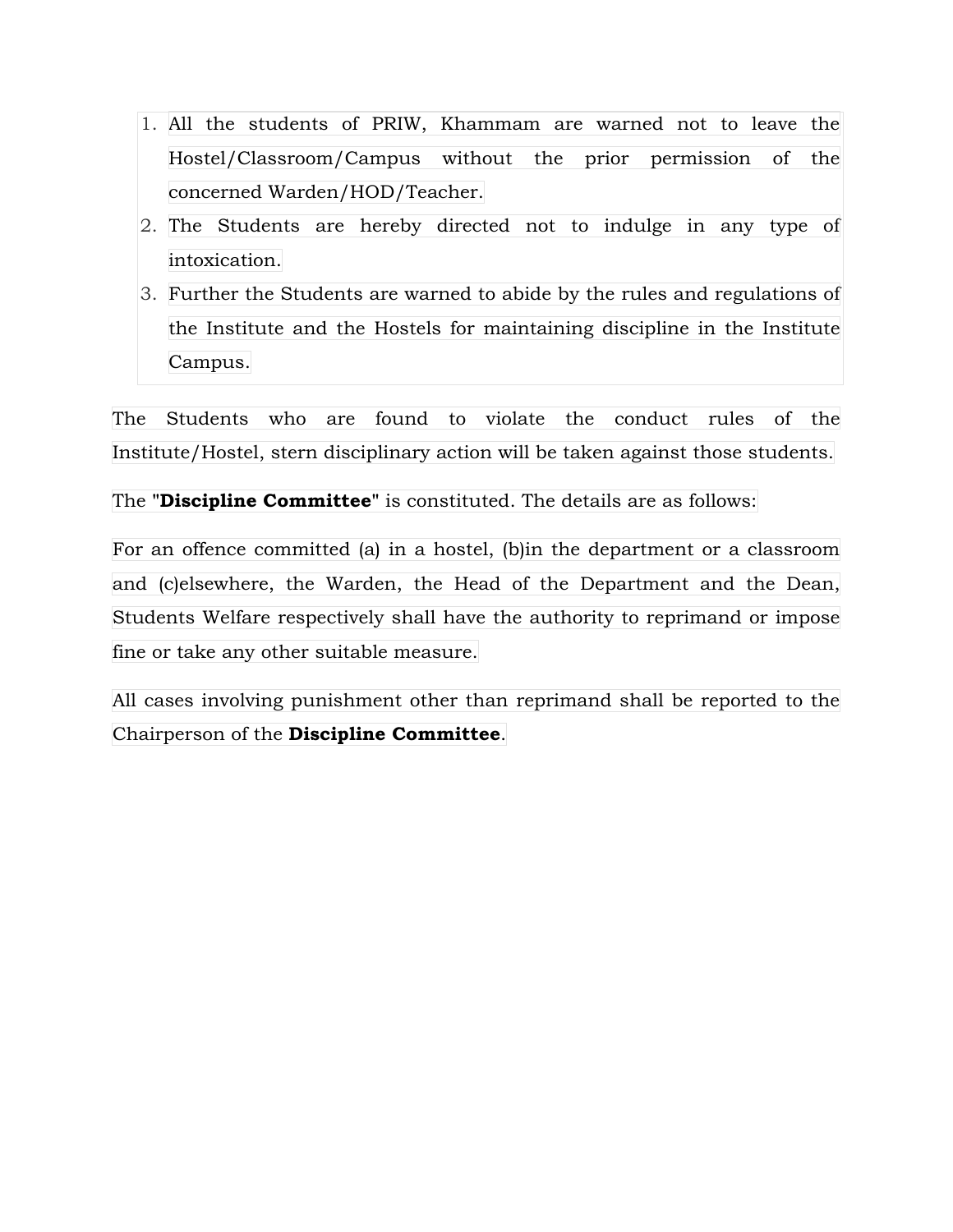1. All the students of PRIW, Khammam are warned not to leave the Hostel/Classroom/Campus without the prior permission of the concerned Warden/HOD/Teacher.
2. The Students are hereby directed not to indulge in any type of intoxication.
3. Further the Students are warned to abide by the rules and regulations of the Institute and the Hostels for maintaining discipline in the Institute Campus.

The Students who are found to violate the conduct rules of the Institute/Hostel, stern disciplinary action will be taken against those students.

The "**Discipline Committee**" is constituted. The details are as follows:

For an offence committed (a) in a hostel, (b)in the department or a classroom and (c)elsewhere, the Warden, the Head of the Department and the Dean, Students Welfare respectively shall have the authority to reprimand or impose fine or take any other suitable measure.

All cases involving punishment other than reprimand shall be reported to the Chairperson of the **Discipline Committee**.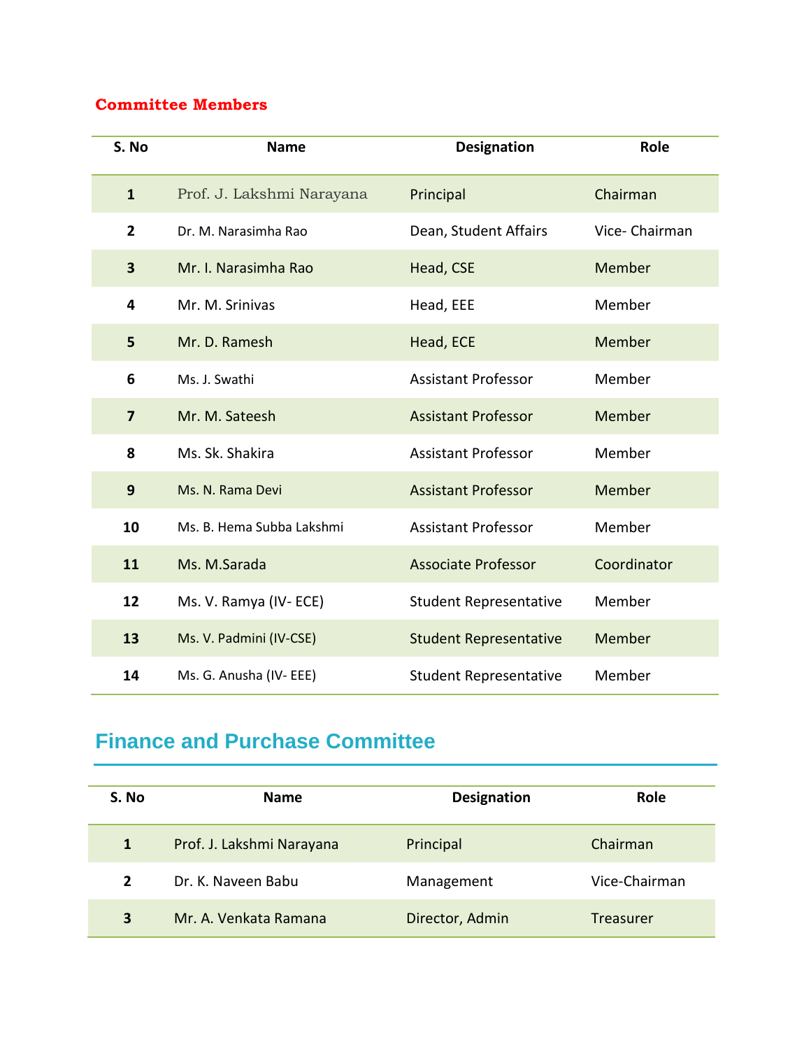### Committee Members

| S. No | Name | Designation | Role |
|---|---|---|---|
| 1 | Prof. J. Lakshmi Narayana | Principal | Chairman |
| 2 | Dr. M. Narasimha Rao | Dean, Student Affairs | Vice- Chairman |
| 3 | Mr. I. Narasimha Rao | Head, CSE | Member |
| 4 | Mr. M. Srinivas | Head, EEE | Member |
| 5 | Mr. D. Ramesh | Head, ECE | Member |
| 6 | Ms. J. Swathi | Assistant Professor | Member |
| 7 | Mr. M. Sateesh | Assistant Professor | Member |
| 8 | Ms. Sk. Shakira | Assistant Professor | Member |
| 9 | Ms. N. Rama Devi | Assistant Professor | Member |
| 10 | Ms. B. Hema Subba Lakshmi | Assistant Professor | Member |
| 11 | Ms. M.Sarada | Associate Professor | Coordinator |
| 12 | Ms. V. Ramya (IV- ECE) | Student Representative | Member |
| 13 | Ms. V. Padmini (IV-CSE) | Student Representative | Member |
| 14 | Ms. G. Anusha (IV- EEE) | Student Representative | Member |

## Finance and Purchase Committee

| S. No | Name | Designation | Role |
|---|---|---|---|
| 1 | Prof. J. Lakshmi Narayana | Principal | Chairman |
| 2 | Dr. K. Naveen Babu | Management | Vice-Chairman |
| 3 | Mr. A. Venkata Ramana | Director, Admin | Treasurer |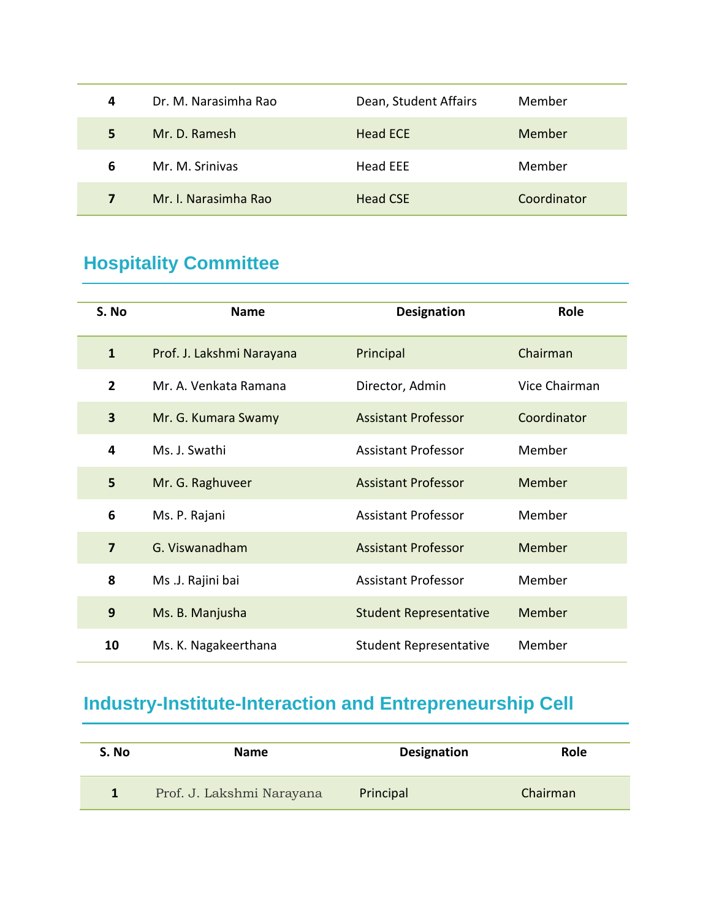| 4 | Dr. M. Narasimha Rao | Dean, Student Affairs | Member |
|---|---|---|---|
| 5 | Mr. D. Ramesh | Head ECE | Member |
| 6 | Mr. M. Srinivas | Head EEE | Member |
| 7 | Mr. I. Narasimha Rao | Head CSE | Coordinator |

## Hospitality Committee

| S. No | Name | Designation | Role |
|---|---|---|---|
| 1 | Prof. J. Lakshmi Narayana | Principal | Chairman |
| 2 | Mr. A. Venkata Ramana | Director, Admin | Vice Chairman |
| 3 | Mr. G. Kumara Swamy | Assistant Professor | Coordinator |
| 4 | Ms. J. Swathi | Assistant Professor | Member |
| 5 | Mr. G. Raghuveer | Assistant Professor | Member |
| 6 | Ms. P. Rajani | Assistant Professor | Member |
| 7 | G. Viswanadham | Assistant Professor | Member |
| 8 | Ms .J. Rajini bai | Assistant Professor | Member |
| 9 | Ms. B. Manjusha | Student Representative | Member |
| 10 | Ms. K. Nagakeerthana | Student Representative | Member |

## Industry-Institute-Interaction and Entrepreneurship Cell

| S. No | Name | Designation | Role |
|---|---|---|---|
| 1 | Prof. J. Lakshmi Narayana | Principal | Chairman |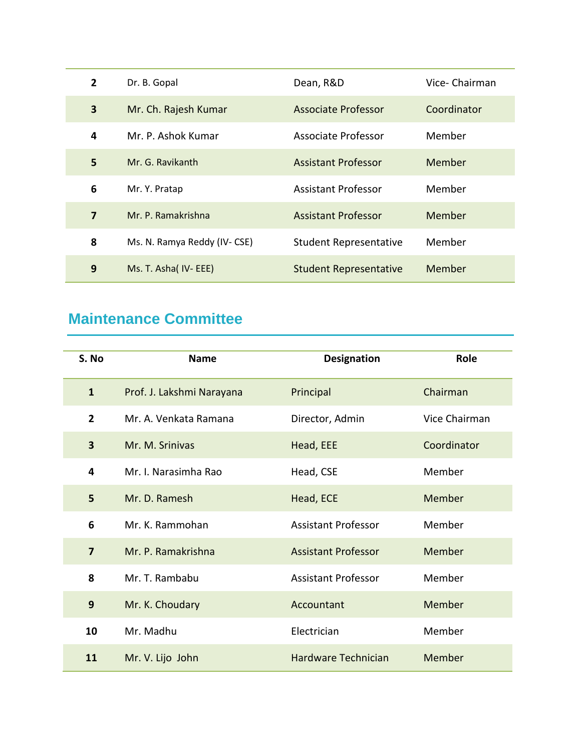| | | | |
|---|---|---|---|
| 2 | Dr. B. Gopal | Dean, R&D | Vice- Chairman |
| 3 | Mr. Ch. Rajesh Kumar | Associate Professor | Coordinator |
| 4 | Mr. P. Ashok Kumar | Associate Professor | Member |
| 5 | Mr. G. Ravikanth | Assistant Professor | Member |
| 6 | Mr. Y. Pratap | Assistant Professor | Member |
| 7 | Mr. P. Ramakrishna | Assistant Professor | Member |
| 8 | Ms. N. Ramya Reddy (IV- CSE) | Student Representative | Member |
| 9 | Ms. T. Asha( IV- EEE) | Student Representative | Member |

## Maintenance Committee

| S. No | Name | Designation | Role |
|---|---|---|---|
| 1 | Prof. J. Lakshmi Narayana | Principal | Chairman |
| 2 | Mr. A. Venkata Ramana | Director, Admin | Vice Chairman |
| 3 | Mr. M. Srinivas | Head, EEE | Coordinator |
| 4 | Mr. I. Narasimha Rao | Head, CSE | Member |
| 5 | Mr. D. Ramesh | Head, ECE | Member |
| 6 | Mr. K. Rammohan | Assistant Professor | Member |
| 7 | Mr. P. Ramakrishna | Assistant Professor | Member |
| 8 | Mr. T. Rambabu | Assistant Professor | Member |
| 9 | Mr. K. Choudary | Accountant | Member |
| 10 | Mr. Madhu | Electrician | Member |
| 11 | Mr. V. Lijo John | Hardware Technician | Member |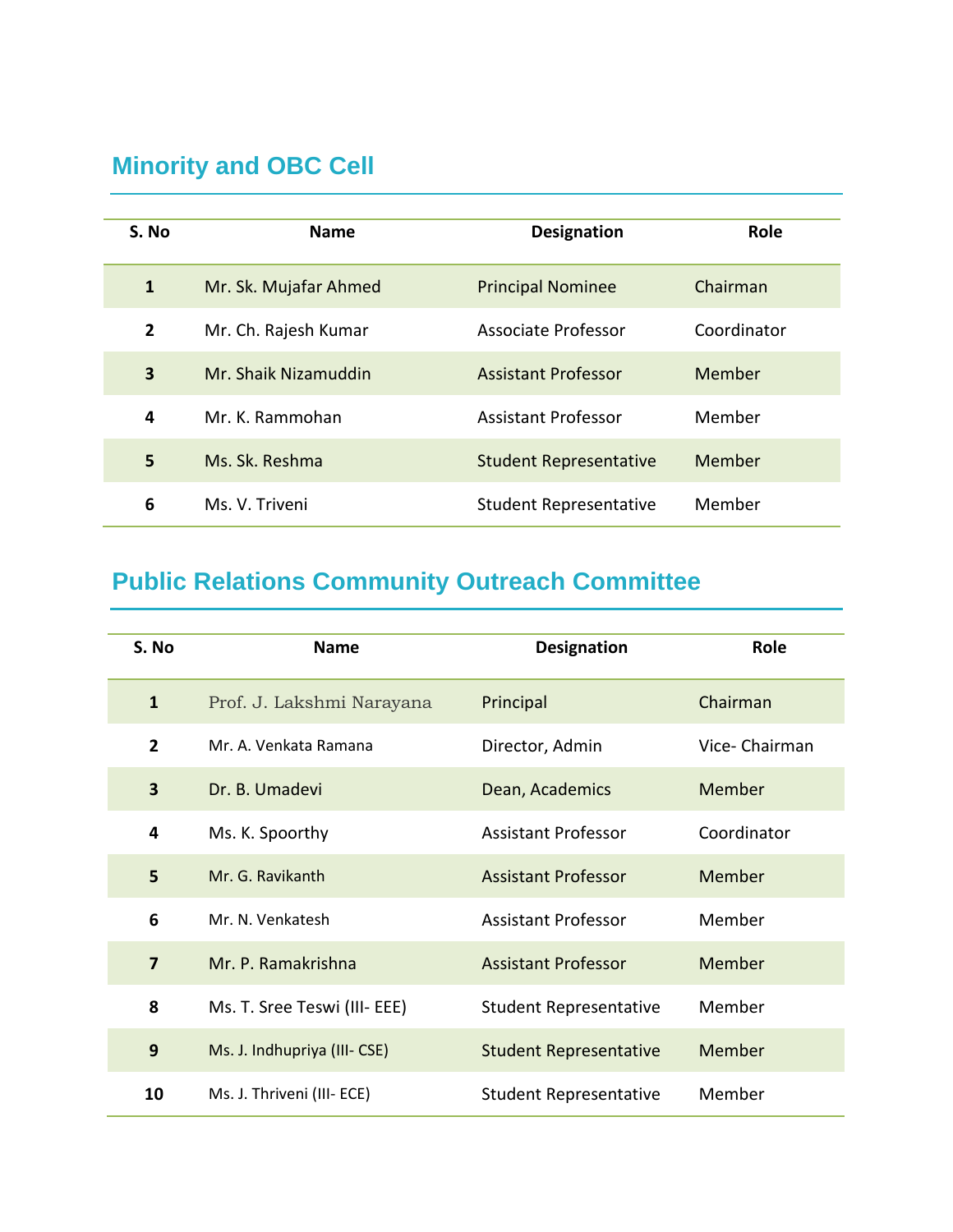## Minority and OBC Cell

| S. No | Name | Designation | Role |
|---|---|---|---|
| 1 | Mr. Sk. Mujafar Ahmed | Principal Nominee | Chairman |
| 2 | Mr. Ch. Rajesh Kumar | Associate Professor | Coordinator |
| 3 | Mr. Shaik Nizamuddin | Assistant Professor | Member |
| 4 | Mr. K. Rammohan | Assistant Professor | Member |
| 5 | Ms. Sk. Reshma | Student Representative | Member |
| 6 | Ms. V. Triveni | Student Representative | Member |

## Public Relations Community Outreach Committee

| S. No | Name | Designation | Role |
|---|---|---|---|
| 1 | Prof. J. Lakshmi Narayana | Principal | Chairman |
| 2 | Mr. A. Venkata Ramana | Director, Admin | Vice- Chairman |
| 3 | Dr. B. Umadevi | Dean, Academics | Member |
| 4 | Ms. K. Spoorthy | Assistant Professor | Coordinator |
| 5 | Mr. G. Ravikanth | Assistant Professor | Member |
| 6 | Mr. N. Venkatesh | Assistant Professor | Member |
| 7 | Mr. P. Ramakrishna | Assistant Professor | Member |
| 8 | Ms. T. Sree Teswi (III- EEE) | Student Representative | Member |
| 9 | Ms. J. Indhupriya (III- CSE) | Student Representative | Member |
| 10 | Ms. J. Thriveni (III- ECE) | Student Representative | Member |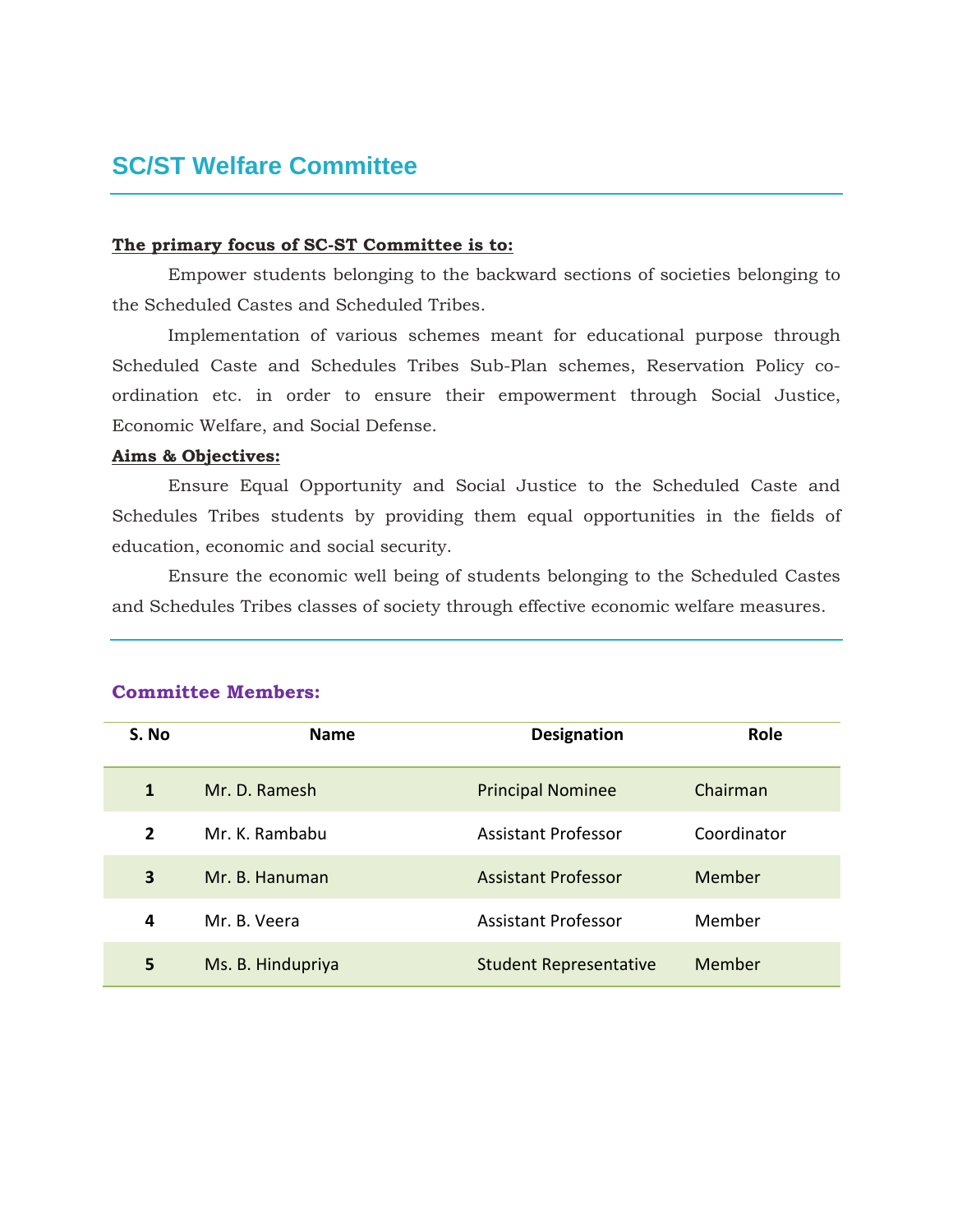## SC/ST Welfare Committee

**The primary focus of SC-ST Committee is to:**

Empower students belonging to the backward sections of societies belonging to the Scheduled Castes and Scheduled Tribes.

Implementation of various schemes meant for educational purpose through Scheduled Caste and Schedules Tribes Sub-Plan schemes, Reservation Policy co-ordination etc. in order to ensure their empowerment through Social Justice, Economic Welfare, and Social Defense.

**Aims & Objectives:**

Ensure Equal Opportunity and Social Justice to the Scheduled Caste and Schedules Tribes students by providing them equal opportunities in the fields of education, economic and social security.

Ensure the economic well being of students belonging to the Scheduled Castes and Schedules Tribes classes of society through effective economic welfare measures.

### Committee Members:

| S. No | Name | Designation | Role |
|---|---|---|---|
| 1 | Mr. D. Ramesh | Principal Nominee | Chairman |
| 2 | Mr. K. Rambabu | Assistant Professor | Coordinator |
| 3 | Mr. B. Hanuman | Assistant Professor | Member |
| 4 | Mr. B. Veera | Assistant Professor | Member |
| 5 | Ms. B. Hindupriya | Student Representative | Member |